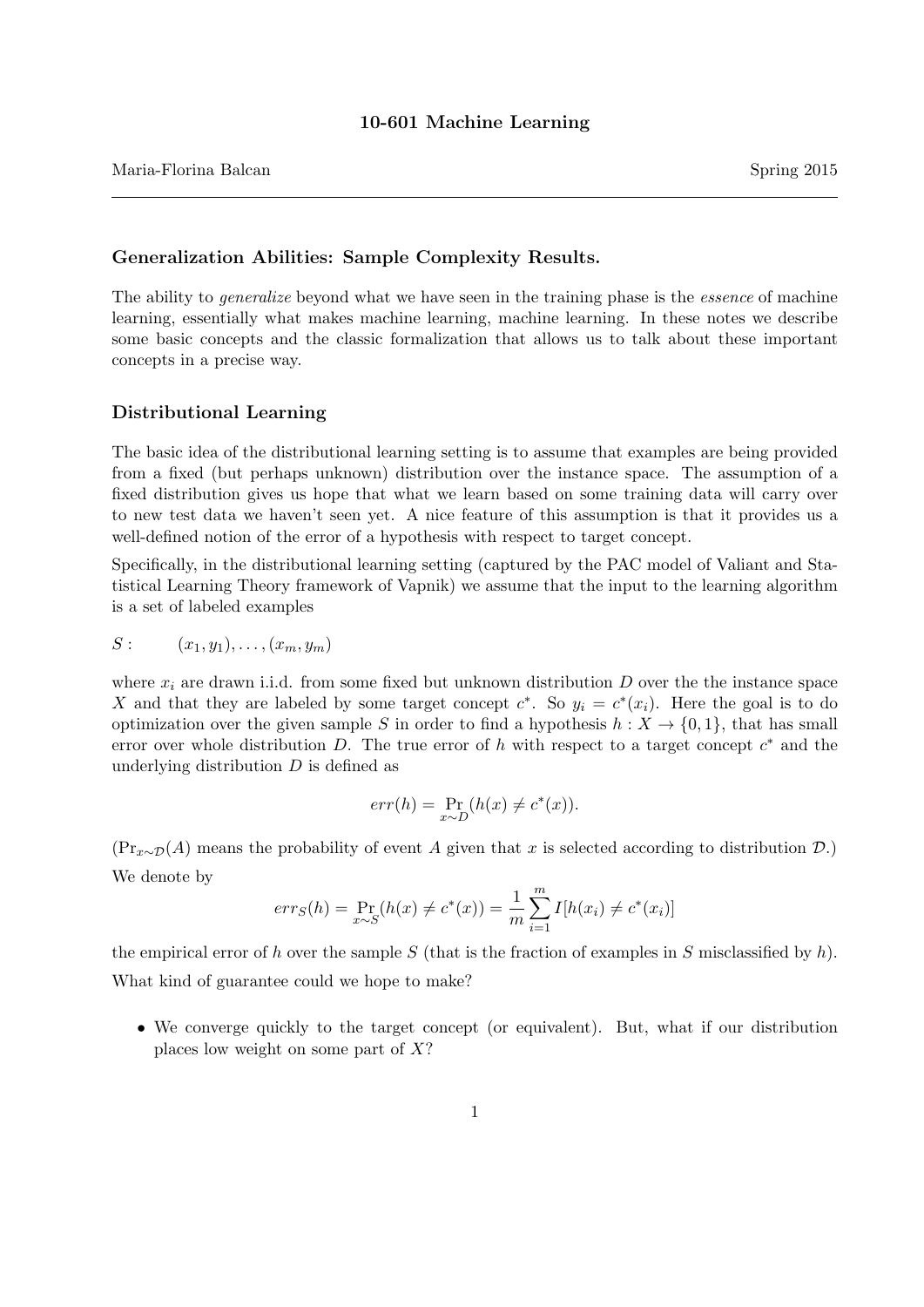# 10-601 Machine Learning

Maria-Florina Balcan — Spring 2015

---

## Generalization Abilities: Sample Complexity Results.

The ability to *generalize* beyond what we have seen in the training phase is the *essence* of machine learning, essentially what makes machine learning, machine learning. In these notes we describe some basic concepts and the classic formalization that allows us to talk about these important concepts in a precise way.

## Distributional Learning

The basic idea of the distributional learning setting is to assume that examples are being provided from a fixed (but perhaps unknown) distribution over the instance space. The assumption of a fixed distribution gives us hope that what we learn based on some training data will carry over to new test data we haven't seen yet. A nice feature of this assumption is that it provides us a well-defined notion of the error of a hypothesis with respect to target concept.

Specifically, in the distributional learning setting (captured by the PAC model of Valiant and Statistical Learning Theory framework of Vapnik) we assume that the input to the learning algorithm is a set of labeled examples

$S: \qquad (x_1, y_1), \ldots, (x_m, y_m)$

where $x_i$ are drawn i.i.d. from some fixed but unknown distribution $D$ over the the instance space $X$ and that they are labeled by some target concept $c^*$. So $y_i = c^*(x_i)$. Here the goal is to do optimization over the given sample $S$ in order to find a hypothesis $h : X \to \{0, 1\}$, that has small error over whole distribution $D$. The true error of $h$ with respect to a target concept $c^*$ and the underlying distribution $D$ is defined as

$$err(h) = \Pr_{x \sim D}(h(x) \neq c^*(x)).$$

($\Pr_{x \sim \mathcal{D}}(A)$ means the probability of event $A$ given that $x$ is selected according to distribution $\mathcal{D}$.)

We denote by

$$err_S(h) = \Pr_{x \sim S}(h(x) \neq c^*(x)) = \frac{1}{m} \sum_{i=1}^{m} I[h(x_i) \neq c^*(x_i)]$$

the empirical error of $h$ over the sample $S$ (that is the fraction of examples in $S$ misclassified by $h$).

What kind of guarantee could we hope to make?

- We converge quickly to the target concept (or equivalent). But, what if our distribution places low weight on some part of $X$?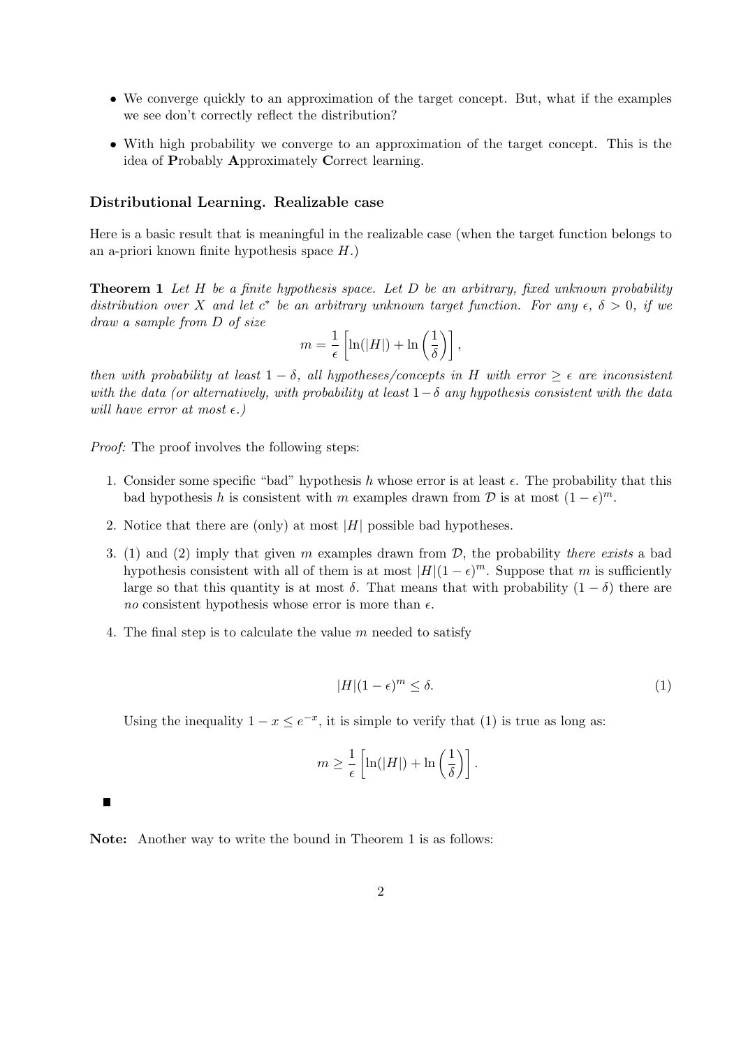- We converge quickly to an approximation of the target concept. But, what if the examples we see don't correctly reflect the distribution?
- With high probability we converge to an approximation of the target concept. This is the idea of **P**robably **A**pproximately **C**orrect learning.

### Distributional Learning. Realizable case

Here is a basic result that is meaningful in the realizable case (when the target function belongs to an a-priori known finite hypothesis space $H$.)

**Theorem 1** *Let $H$ be a finite hypothesis space. Let $D$ be an arbitrary, fixed unknown probability distribution over $X$ and let $c^*$ be an arbitrary unknown target function. For any $\epsilon$, $\delta > 0$, if we draw a sample from $D$ of size*

$$m = \frac{1}{\epsilon}\left[\ln(|H|) + \ln\left(\frac{1}{\delta}\right)\right],$$

*then with probability at least $1-\delta$, all hypotheses/concepts in $H$ with error $\geq \epsilon$ are inconsistent with the data (or alternatively, with probability at least $1-\delta$ any hypothesis consistent with the data will have error at most $\epsilon$.)*

*Proof:* The proof involves the following steps:

1. Consider some specific "bad" hypothesis $h$ whose error is at least $\epsilon$. The probability that this bad hypothesis $h$ is consistent with $m$ examples drawn from $\mathcal{D}$ is at most $(1-\epsilon)^m$.
2. Notice that there are (only) at most $|H|$ possible bad hypotheses.
3. (1) and (2) imply that given $m$ examples drawn from $\mathcal{D}$, the probability *there exists* a bad hypothesis consistent with all of them is at most $|H|(1-\epsilon)^m$. Suppose that $m$ is sufficiently large so that this quantity is at most $\delta$. That means that with probability $(1-\delta)$ there are *no* consistent hypothesis whose error is more than $\epsilon$.
4. The final step is to calculate the value $m$ needed to satisfy

$$|H|(1-\epsilon)^m \leq \delta. \tag{1}$$

Using the inequality $1 - x \leq e^{-x}$, it is simple to verify that (1) is true as long as:

$$m \geq \frac{1}{\epsilon}\left[\ln(|H|) + \ln\left(\frac{1}{\delta}\right)\right].$$

■

**Note:** Another way to write the bound in Theorem 1 is as follows: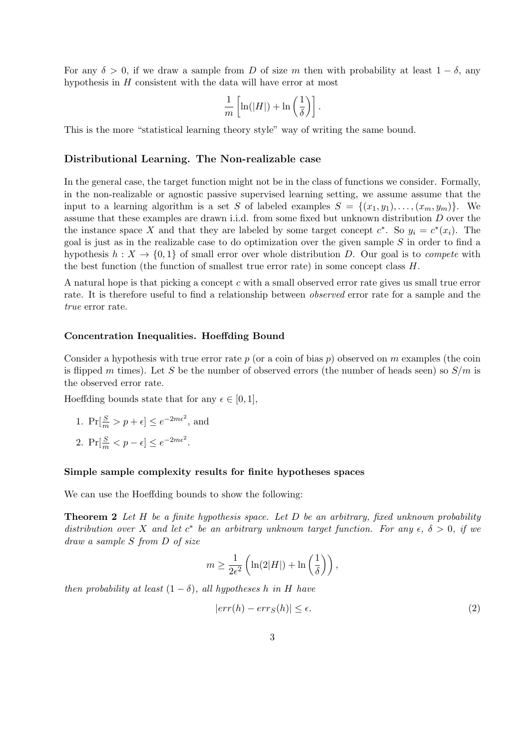For any $\delta > 0$, if we draw a sample from $D$ of size $m$ then with probability at least $1 - \delta$, any hypothesis in $H$ consistent with the data will have error at most

$$\frac{1}{m}\left[\ln(|H|) + \ln\left(\frac{1}{\delta}\right)\right].$$

This is the more "statistical learning theory style" way of writing the same bound.

### Distributional Learning. The Non-realizable case

In the general case, the target function might not be in the class of functions we consider. Formally, in the non-realizable or agnostic passive supervised learning setting, we assume assume that the input to a learning algorithm is a set $S$ of labeled examples $S = \{(x_1, y_1), \ldots, (x_m, y_m)\}$. We assume that these examples are drawn i.i.d. from some fixed but unknown distribution $D$ over the the instance space $X$ and that they are labeled by some target concept $c^*$. So $y_i = c^*(x_i)$. The goal is just as in the realizable case to do optimization over the given sample $S$ in order to find a hypothesis $h : X \to \{0, 1\}$ of small error over whole distribution $D$. Our goal is to *compete* with the best function (the function of smallest true error rate) in some concept class $H$.

A natural hope is that picking a concept $c$ with a small observed error rate gives us small true error rate. It is therefore useful to find a relationship between *observed* error rate for a sample and the *true* error rate.

#### Concentration Inequalities. Hoeffding Bound

Consider a hypothesis with true error rate $p$ (or a coin of bias $p$) observed on $m$ examples (the coin is flipped $m$ times). Let $S$ be the number of observed errors (the number of heads seen) so $S/m$ is the observed error rate.

Hoeffding bounds state that for any $\epsilon \in [0, 1]$,

1. $\Pr[\frac{S}{m} > p + \epsilon] \leq e^{-2m\epsilon^2}$, and
2. $\Pr[\frac{S}{m} < p - \epsilon] \leq e^{-2m\epsilon^2}$.

#### Simple sample complexity results for finite hypotheses spaces

We can use the Hoeffding bounds to show the following:

**Theorem 2** *Let $H$ be a finite hypothesis space. Let $D$ be an arbitrary, fixed unknown probability distribution over $X$ and let $c^*$ be an arbitrary unknown target function. For any $\epsilon$, $\delta > 0$, if we draw a sample $S$ from $D$ of size*

$$m \geq \frac{1}{2\epsilon^2}\left(\ln(2|H|) + \ln\left(\frac{1}{\delta}\right)\right),$$

*then probability at least $(1 - \delta)$, all hypotheses $h$ in $H$ have*

$$|err(h) - err_S(h)| \leq \epsilon. \tag{2}$$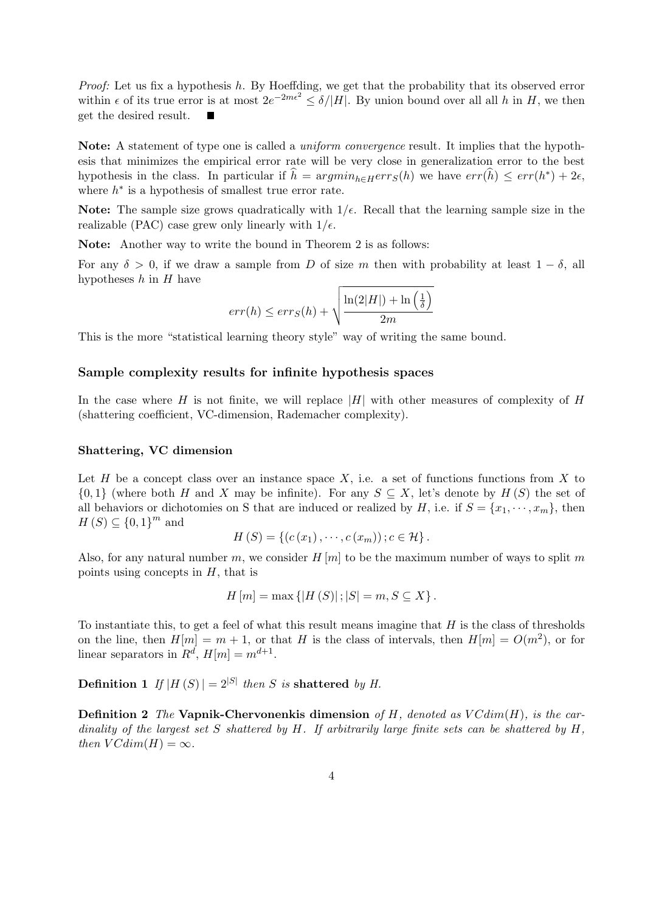*Proof:* Let us fix a hypothesis $h$. By Hoeffding, we get that the probability that its observed error within $\epsilon$ of its true error is at most $2e^{-2m\epsilon^2} \leq \delta/|H|$. By union bound over all all $h$ in $H$, we then get the desired result. ■

**Note:** A statement of type one is called a *uniform convergence* result. It implies that the hypothesis that minimizes the empirical error rate will be very close in generalization error to the best hypothesis in the class. In particular if $\widehat{h} = argmin_{h \in H} err_S(h)$ we have $err(\widehat{h}) \leq err(h^*) + 2\epsilon$, where $h^*$ is a hypothesis of smallest true error rate.

**Note:** The sample size grows quadratically with $1/\epsilon$. Recall that the learning sample size in the realizable (PAC) case grew only linearly with $1/\epsilon$.

**Note:** Another way to write the bound in Theorem 2 is as follows:

For any $\delta > 0$, if we draw a sample from $D$ of size $m$ then with probability at least $1 - \delta$, all hypotheses $h$ in $H$ have

$$err(h) \leq err_S(h) + \sqrt{\frac{\ln(2|H|) + \ln\left(\frac{1}{\delta}\right)}{2m}}$$

This is the more "statistical learning theory style" way of writing the same bound.

### Sample complexity results for infinite hypothesis spaces

In the case where $H$ is not finite, we will replace $|H|$ with other measures of complexity of $H$ (shattering coefficient, VC-dimension, Rademacher complexity).

### Shattering, VC dimension

Let $H$ be a concept class over an instance space $X$, i.e. a set of functions functions from $X$ to $\{0, 1\}$ (where both $H$ and $X$ may be infinite). For any $S \subseteq X$, let's denote by $H(S)$ the set of all behaviors or dichotomies on S that are induced or realized by $H$, i.e. if $S = \{x_1, \cdots, x_m\}$, then $H(S) \subseteq \{0, 1\}^m$ and

$$H(S) = \{(c(x_1), \cdots, c(x_m)); c \in \mathcal{H}\}.$$

Also, for any natural number $m$, we consider $H[m]$ to be the maximum number of ways to split $m$ points using concepts in $H$, that is

$$H[m] = \max\{|H(S)|; |S| = m, S \subseteq X\}.$$

To instantiate this, to get a feel of what this result means imagine that $H$ is the class of thresholds on the line, then $H[m] = m + 1$, or that $H$ is the class of intervals, then $H[m] = O(m^2)$, or for linear separators in $R^d$, $H[m] = m^{d+1}$.

**Definition 1** *If* $|H(S)| = 2^{|S|}$ *then* $S$ *is* **shattered** *by* $H$.

**Definition 2** *The* **Vapnik-Chervonenkis dimension** *of* $H$*, denoted as* $VCdim(H)$*, is the cardinality of the largest set* $S$ *shattered by* $H$*. If arbitrarily large finite sets can be shattered by* $H$*, then* $VCdim(H) = \infty$*.*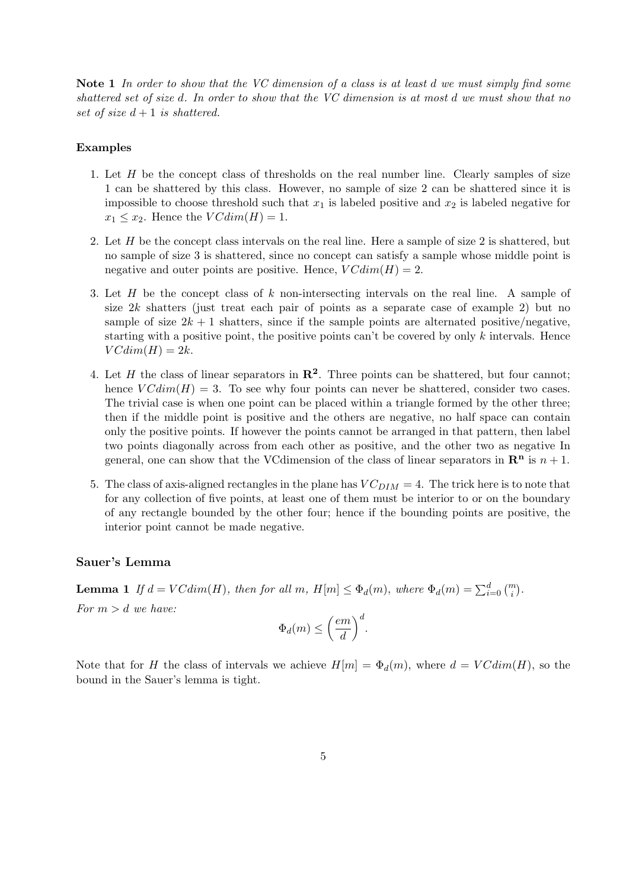**Note 1** *In order to show that the VC dimension of a class is at least d we must simply find some shattered set of size d. In order to show that the VC dimension is at most d we must show that no set of size $d + 1$ is shattered.*

### Examples

1. Let $H$ be the concept class of thresholds on the real number line. Clearly samples of size 1 can be shattered by this class. However, no sample of size 2 can be shattered since it is impossible to choose threshold such that $x_1$ is labeled positive and $x_2$ is labeled negative for $x_1 \leq x_2$. Hence the $VCdim(H) = 1$.

2. Let $H$ be the concept class intervals on the real line. Here a sample of size 2 is shattered, but no sample of size 3 is shattered, since no concept can satisfy a sample whose middle point is negative and outer points are positive. Hence, $VCdim(H) = 2$.

3. Let $H$ be the concept class of $k$ non-intersecting intervals on the real line. A sample of size $2k$ shatters (just treat each pair of points as a separate case of example 2) but no sample of size $2k + 1$ shatters, since if the sample points are alternated positive/negative, starting with a positive point, the positive points can't be covered by only $k$ intervals. Hence $VCdim(H) = 2k$.

4. Let $H$ the class of linear separators in $\mathbf{R^2}$. Three points can be shattered, but four cannot; hence $VCdim(H) = 3$. To see why four points can never be shattered, consider two cases. The trivial case is when one point can be placed within a triangle formed by the other three; then if the middle point is positive and the others are negative, no half space can contain only the positive points. If however the points cannot be arranged in that pattern, then label two points diagonally across from each other as positive, and the other two as negative In general, one can show that the VCdimension of the class of linear separators in $\mathbf{R^n}$ is $n + 1$.

5. The class of axis-aligned rectangles in the plane has $VC_{DIM} = 4$. The trick here is to note that for any collection of five points, at least one of them must be interior to or on the boundary of any rectangle bounded by the other four; hence if the bounding points are positive, the interior point cannot be made negative.

### Sauer's Lemma

**Lemma 1** *If $d = VCdim(H)$, then for all $m$, $H[m] \leq \Phi_d(m)$, where $\Phi_d(m) = \sum_{i=0}^{d} \binom{m}{i}$.*

*For $m > d$ we have:*

$$\Phi_d(m) \leq \left(\frac{em}{d}\right)^d.$$

Note that for $H$ the class of intervals we achieve $H[m] = \Phi_d(m)$, where $d = VCdim(H)$, so the bound in the Sauer's lemma is tight.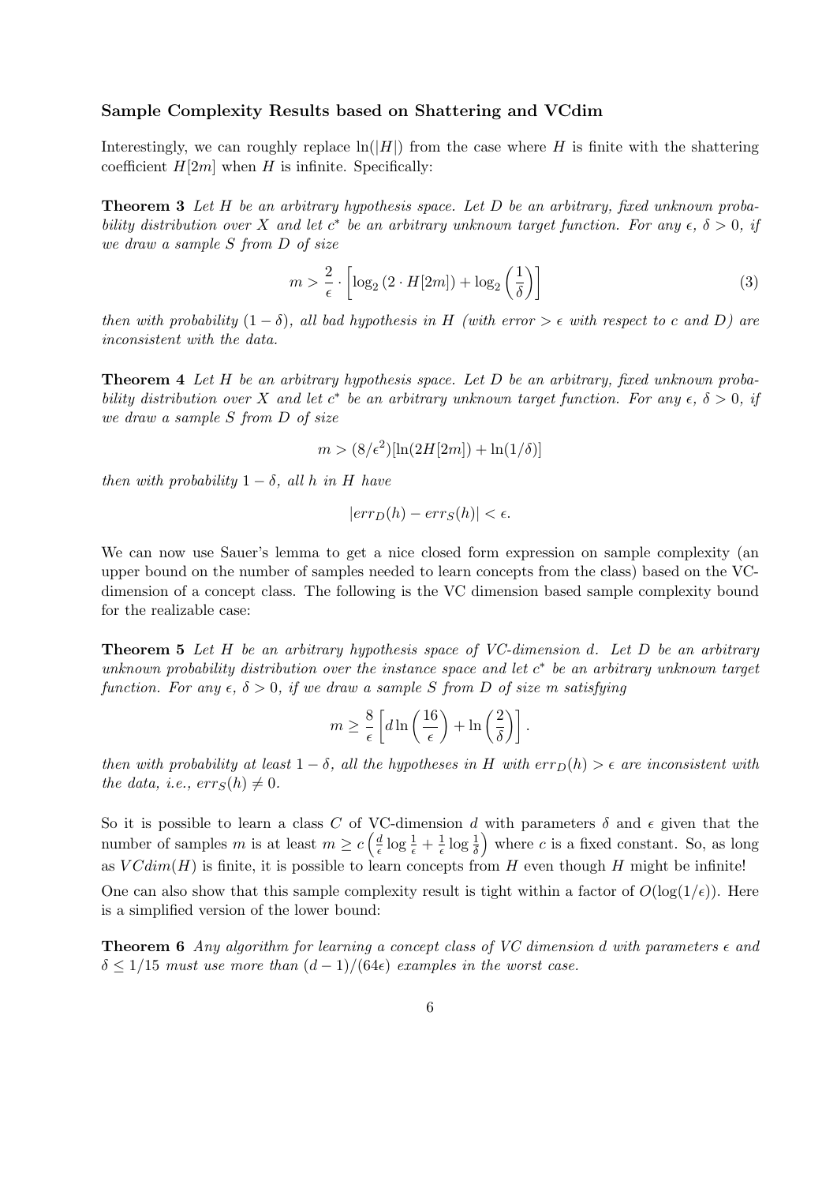**Sample Complexity Results based on Shattering and VCdim**

Interestingly, we can roughly replace $\ln(|H|)$ from the case where $H$ is finite with the shattering coefficient $H[2m]$ when $H$ is infinite. Specifically:

**Theorem 3** *Let $H$ be an arbitrary hypothesis space. Let $D$ be an arbitrary, fixed unknown probability distribution over $X$ and let $c^*$ be an arbitrary unknown target function. For any $\epsilon$, $\delta > 0$, if we draw a sample $S$ from $D$ of size*

$$m > \frac{2}{\epsilon} \cdot \left[ \log_2 \left( 2 \cdot H[2m] \right) + \log_2 \left( \frac{1}{\delta} \right) \right] \tag{3}$$

*then with probability $(1 - \delta)$, all bad hypothesis in $H$ (with error $> \epsilon$ with respect to $c$ and $D$) are inconsistent with the data.*

**Theorem 4** *Let $H$ be an arbitrary hypothesis space. Let $D$ be an arbitrary, fixed unknown probability distribution over $X$ and let $c^*$ be an arbitrary unknown target function. For any $\epsilon$, $\delta > 0$, if we draw a sample $S$ from $D$ of size*

$$m > (8/\epsilon^2)[\ln(2H[2m]) + \ln(1/\delta)]$$

*then with probability $1 - \delta$, all $h$ in $H$ have*

$$|err_D(h) - err_S(h)| < \epsilon.$$

We can now use Sauer's lemma to get a nice closed form expression on sample complexity (an upper bound on the number of samples needed to learn concepts from the class) based on the VC-dimension of a concept class. The following is the VC dimension based sample complexity bound for the realizable case:

**Theorem 5** *Let $H$ be an arbitrary hypothesis space of VC-dimension $d$. Let $D$ be an arbitrary unknown probability distribution over the instance space and let $c^*$ be an arbitrary unknown target function. For any $\epsilon$, $\delta > 0$, if we draw a sample $S$ from $D$ of size $m$ satisfying*

$$m \geq \frac{8}{\epsilon} \left[ d \ln \left( \frac{16}{\epsilon} \right) + \ln \left( \frac{2}{\delta} \right) \right].$$

*then with probability at least $1 - \delta$, all the hypotheses in $H$ with $err_D(h) > \epsilon$ are inconsistent with the data, i.e., $err_S(h) \neq 0$.*

So it is possible to learn a class $C$ of VC-dimension $d$ with parameters $\delta$ and $\epsilon$ given that the number of samples $m$ is at least $m \geq c \left( \frac{d}{\epsilon} \log \frac{1}{\epsilon} + \frac{1}{\epsilon} \log \frac{1}{\delta} \right)$ where $c$ is a fixed constant. So, as long as $VCdim(H)$ is finite, it is possible to learn concepts from $H$ even though $H$ might be infinite!

One can also show that this sample complexity result is tight within a factor of $O(\log(1/\epsilon))$. Here is a simplified version of the lower bound:

**Theorem 6** *Any algorithm for learning a concept class of VC dimension $d$ with parameters $\epsilon$ and $\delta \leq 1/15$ must use more than $(d - 1)/(64\epsilon)$ examples in the worst case.*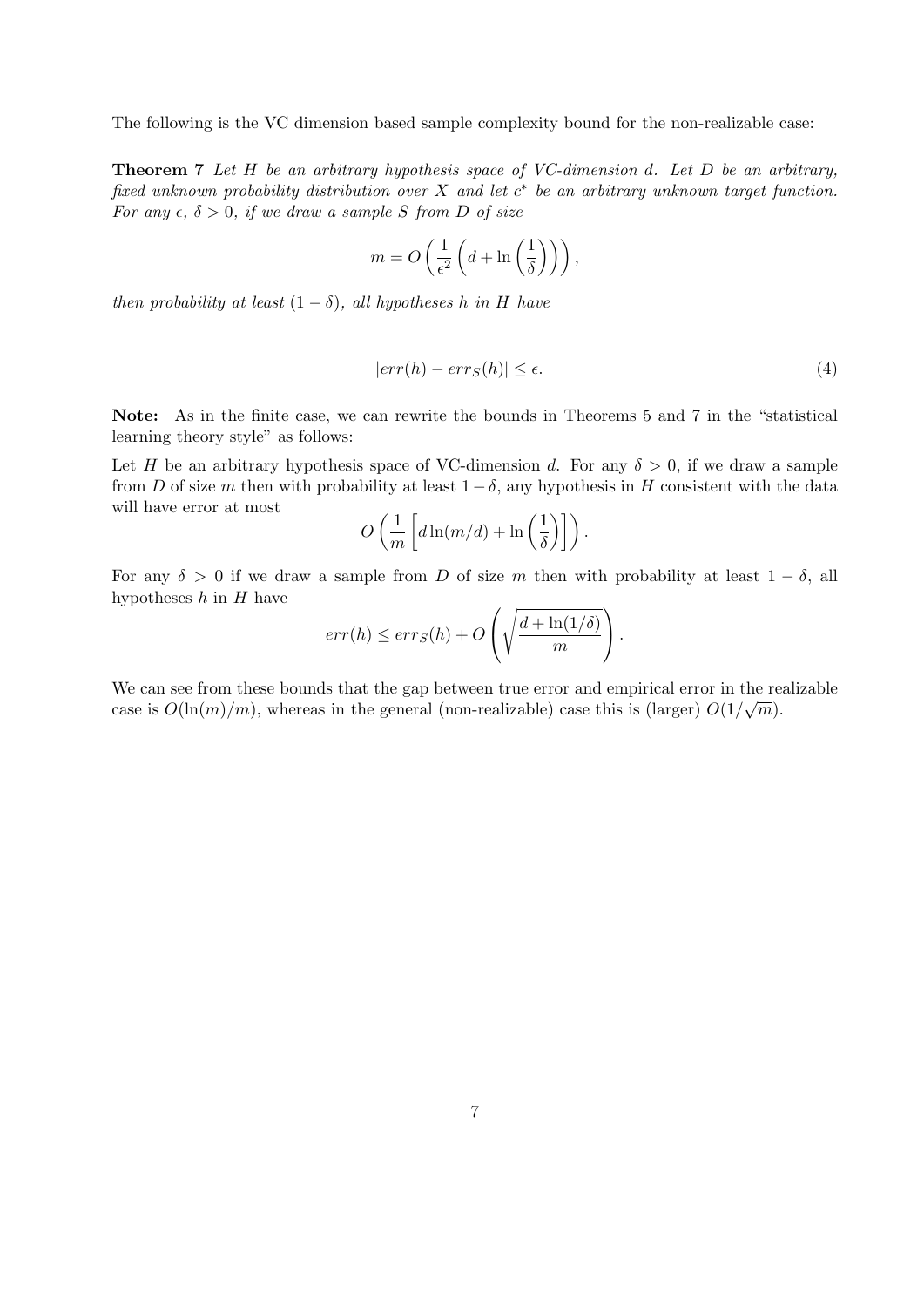The following is the VC dimension based sample complexity bound for the non-realizable case:

**Theorem 7** *Let $H$ be an arbitrary hypothesis space of VC-dimension $d$. Let $D$ be an arbitrary, fixed unknown probability distribution over $X$ and let $c^*$ be an arbitrary unknown target function. For any $\epsilon$, $\delta > 0$, if we draw a sample $S$ from $D$ of size*

$$m = O\left(\frac{1}{\epsilon^2}\left(d + \ln\left(\frac{1}{\delta}\right)\right)\right),$$

*then probability at least $(1 - \delta)$, all hypotheses $h$ in $H$ have*

$$|err(h) - err_S(h)| \leq \epsilon. \tag{4}$$

**Note:** As in the finite case, we can rewrite the bounds in Theorems 5 and 7 in the "statistical learning theory style" as follows:

Let $H$ be an arbitrary hypothesis space of VC-dimension $d$. For any $\delta > 0$, if we draw a sample from $D$ of size $m$ then with probability at least $1 - \delta$, any hypothesis in $H$ consistent with the data will have error at most

$$O\left(\frac{1}{m}\left[d\ln(m/d) + \ln\left(\frac{1}{\delta}\right)\right]\right).$$

For any $\delta > 0$ if we draw a sample from $D$ of size $m$ then with probability at least $1 - \delta$, all hypotheses $h$ in $H$ have

$$err(h) \leq err_S(h) + O\left(\sqrt{\frac{d + \ln(1/\delta)}{m}}\right).$$

We can see from these bounds that the gap between true error and empirical error in the realizable case is $O(\ln(m)/m)$, whereas in the general (non-realizable) case this is (larger) $O(1/\sqrt{m})$.